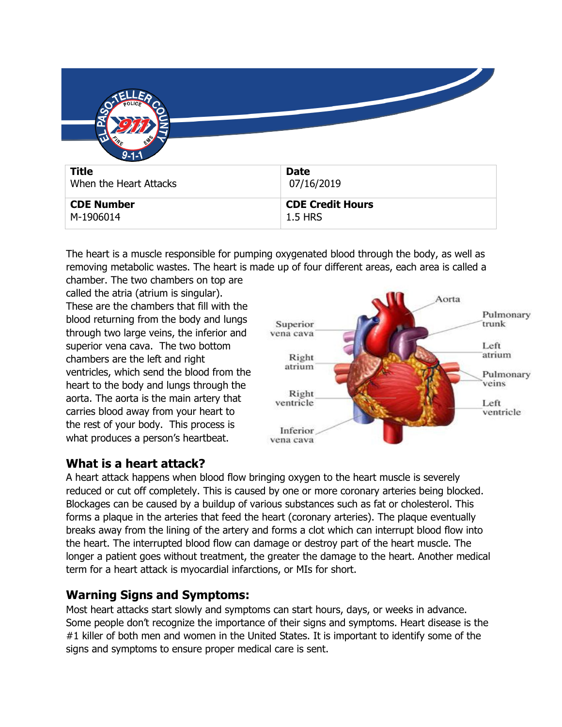| **Title** | **Date** |
| --- | --- |
| When the Heart Attacks | 07/16/2019 |
| **CDE Number** | **CDE Credit Hours** |
| M-1906014 | 1.5 HRS |

The heart is a muscle responsible for pumping oxygenated blood through the body, as well as removing metabolic wastes. The heart is made up of four different areas, each area is called a chamber. The two chambers on top are called the atria (atrium is singular). These are the chambers that fill with the blood returning from the body and lungs through two large veins, the inferior and superior vena cava. The two bottom chambers are the left and right ventricles, which send the blood from the heart to the body and lungs through the aorta. The aorta is the main artery that carries blood away from your heart to the rest of your body. This process is what produces a person's heartbeat.

## What is a heart attack?

A heart attack happens when blood flow bringing oxygen to the heart muscle is severely reduced or cut off completely. This is caused by one or more coronary arteries being blocked. Blockages can be caused by a buildup of various substances such as fat or cholesterol. This forms a plaque in the arteries that feed the heart (coronary arteries). The plaque eventually breaks away from the lining of the artery and forms a clot which can interrupt blood flow into the heart. The interrupted blood flow can damage or destroy part of the heart muscle. The longer a patient goes without treatment, the greater the damage to the heart. Another medical term for a heart attack is myocardial infarctions, or MIs for short.

## Warning Signs and Symptoms:

Most heart attacks start slowly and symptoms can start hours, days, or weeks in advance. Some people don't recognize the importance of their signs and symptoms. Heart disease is the #1 killer of both men and women in the United States. It is important to identify some of the signs and symptoms to ensure proper medical care is sent.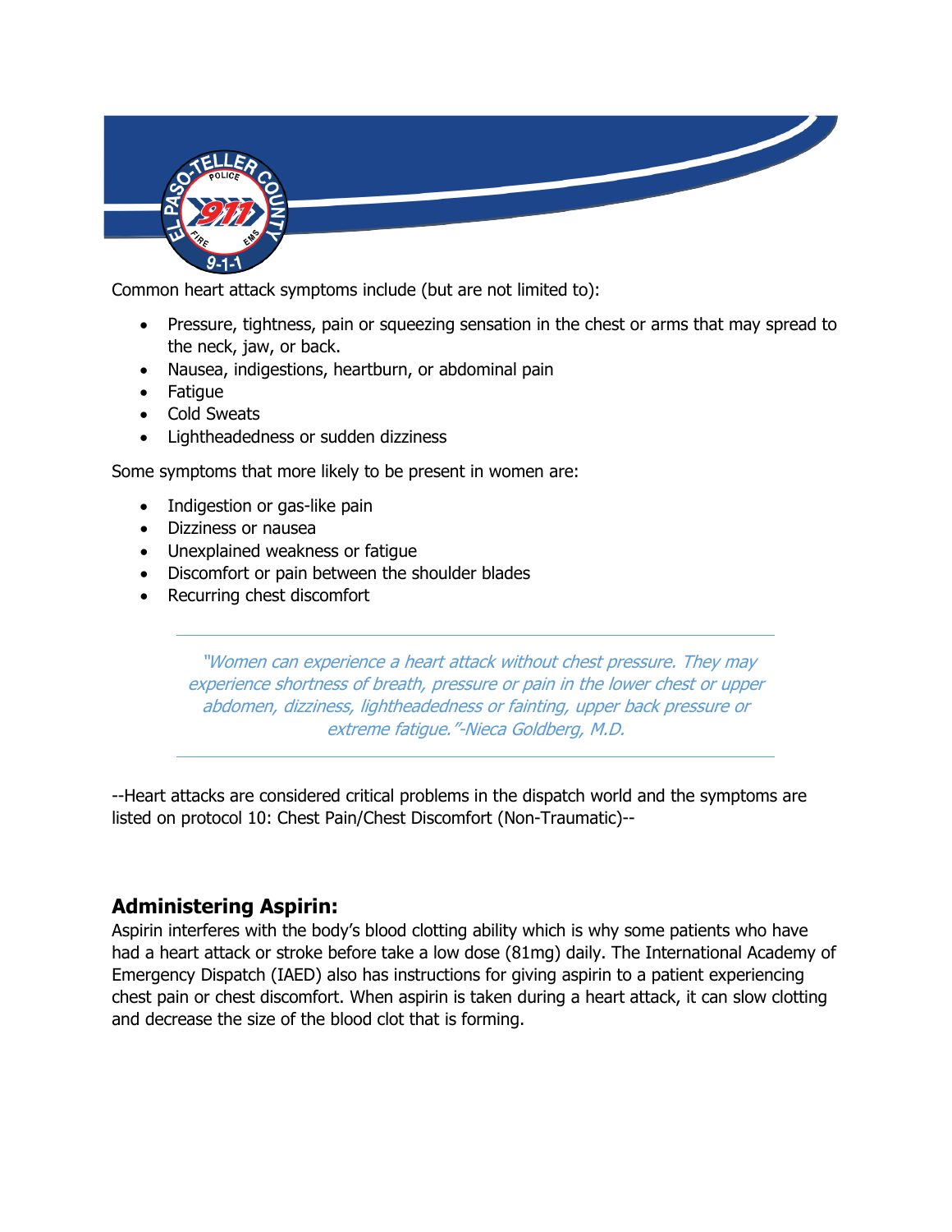Common heart attack symptoms include (but are not limited to):

- Pressure, tightness, pain or squeezing sensation in the chest or arms that may spread to the neck, jaw, or back.
- Nausea, indigestions, heartburn, or abdominal pain
- Fatigue
- Cold Sweats
- Lightheadedness or sudden dizziness

Some symptoms that more likely to be present in women are:

- Indigestion or gas-like pain
- Dizziness or nausea
- Unexplained weakness or fatigue
- Discomfort or pain between the shoulder blades
- Recurring chest discomfort

> *"Women can experience a heart attack without chest pressure. They may experience shortness of breath, pressure or pain in the lower chest or upper abdomen, dizziness, lightheadedness or fainting, upper back pressure or extreme fatigue."-Nieca Goldberg, M.D.*

--Heart attacks are considered critical problems in the dispatch world and the symptoms are listed on protocol 10: Chest Pain/Chest Discomfort (Non-Traumatic)--

## Administering Aspirin:

Aspirin interferes with the body's blood clotting ability which is why some patients who have had a heart attack or stroke before take a low dose (81mg) daily. The International Academy of Emergency Dispatch (IAED) also has instructions for giving aspirin to a patient experiencing chest pain or chest discomfort. When aspirin is taken during a heart attack, it can slow clotting and decrease the size of the blood clot that is forming.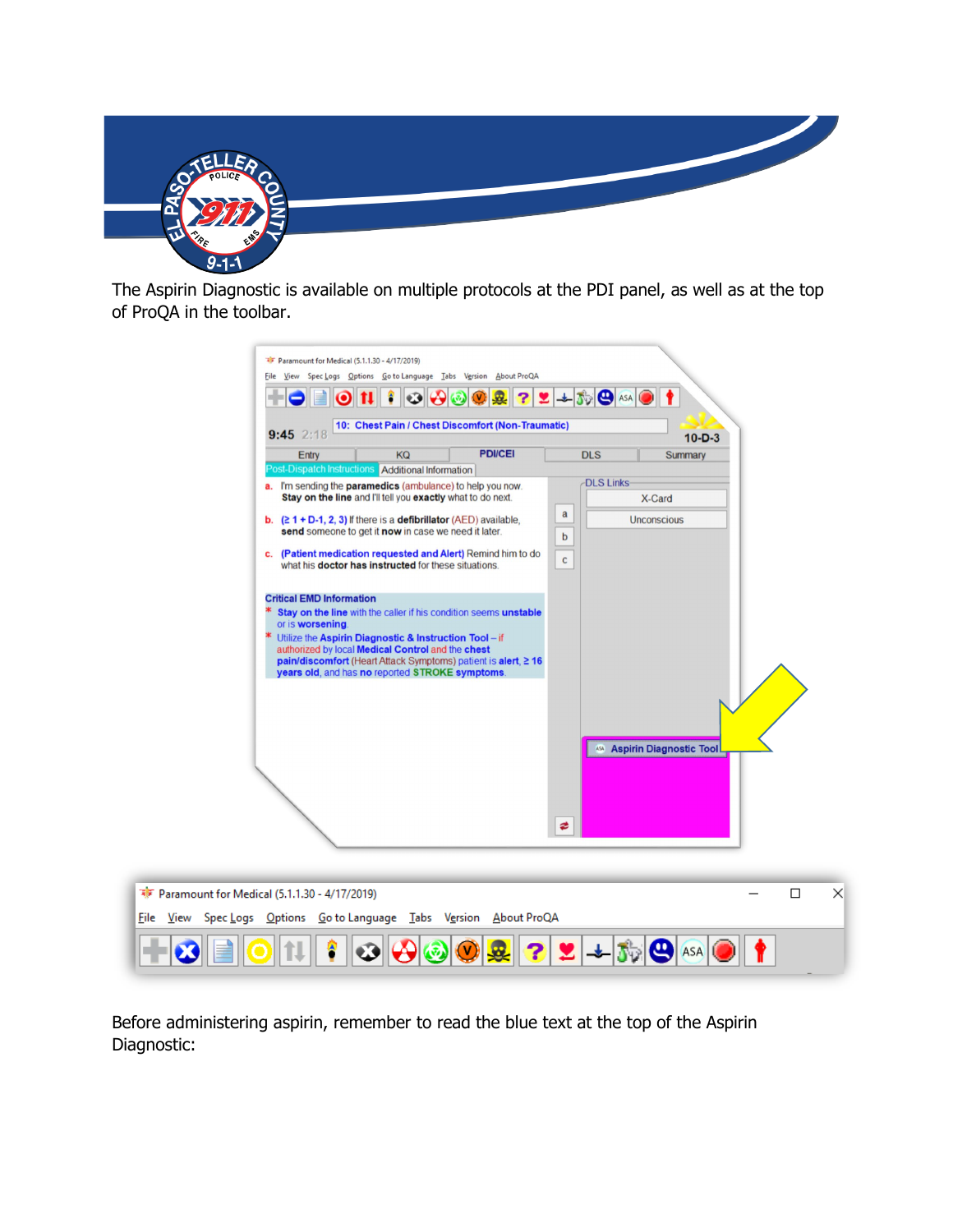The Aspirin Diagnostic is available on multiple protocols at the PDI panel, as well as at the top of ProQA in the toolbar.

Before administering aspirin, remember to read the blue text at the top of the Aspirin Diagnostic: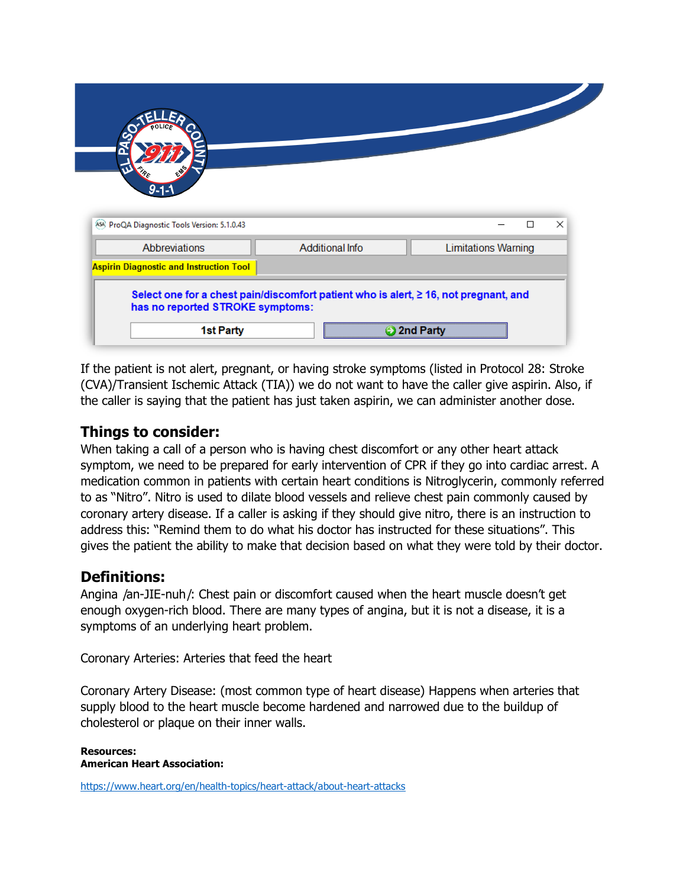ProQA Diagnostic Tools Version: 5.1.0.43

Abbreviations | Additional Info | Limitations Warning

**Aspirin Diagnostic and Instruction Tool**

**Select one for a chest pain/discomfort patient who is alert, ≥ 16, not pregnant, and has no reported STROKE symptoms:**

**1st Party** | **2nd Party**

If the patient is not alert, pregnant, or having stroke symptoms (listed in Protocol 28: Stroke (CVA)/Transient Ischemic Attack (TIA)) we do not want to have the caller give aspirin. Also, if the caller is saying that the patient has just taken aspirin, we can administer another dose.

## Things to consider:

When taking a call of a person who is having chest discomfort or any other heart attack symptom, we need to be prepared for early intervention of CPR if they go into cardiac arrest. A medication common in patients with certain heart conditions is Nitroglycerin, commonly referred to as "Nitro". Nitro is used to dilate blood vessels and relieve chest pain commonly caused by coronary artery disease. If a caller is asking if they should give nitro, there is an instruction to address this: "Remind them to do what his doctor has instructed for these situations". This gives the patient the ability to make that decision based on what they were told by their doctor.

## Definitions:

Angina /an-JIE-nuh/: Chest pain or discomfort caused when the heart muscle doesn't get enough oxygen-rich blood. There are many types of angina, but it is not a disease, it is a symptoms of an underlying heart problem.

Coronary Arteries: Arteries that feed the heart

Coronary Artery Disease: (most common type of heart disease) Happens when arteries that supply blood to the heart muscle become hardened and narrowed due to the buildup of cholesterol or plaque on their inner walls.

**Resources:**
**American Heart Association:**

https://www.heart.org/en/health-topics/heart-attack/about-heart-attacks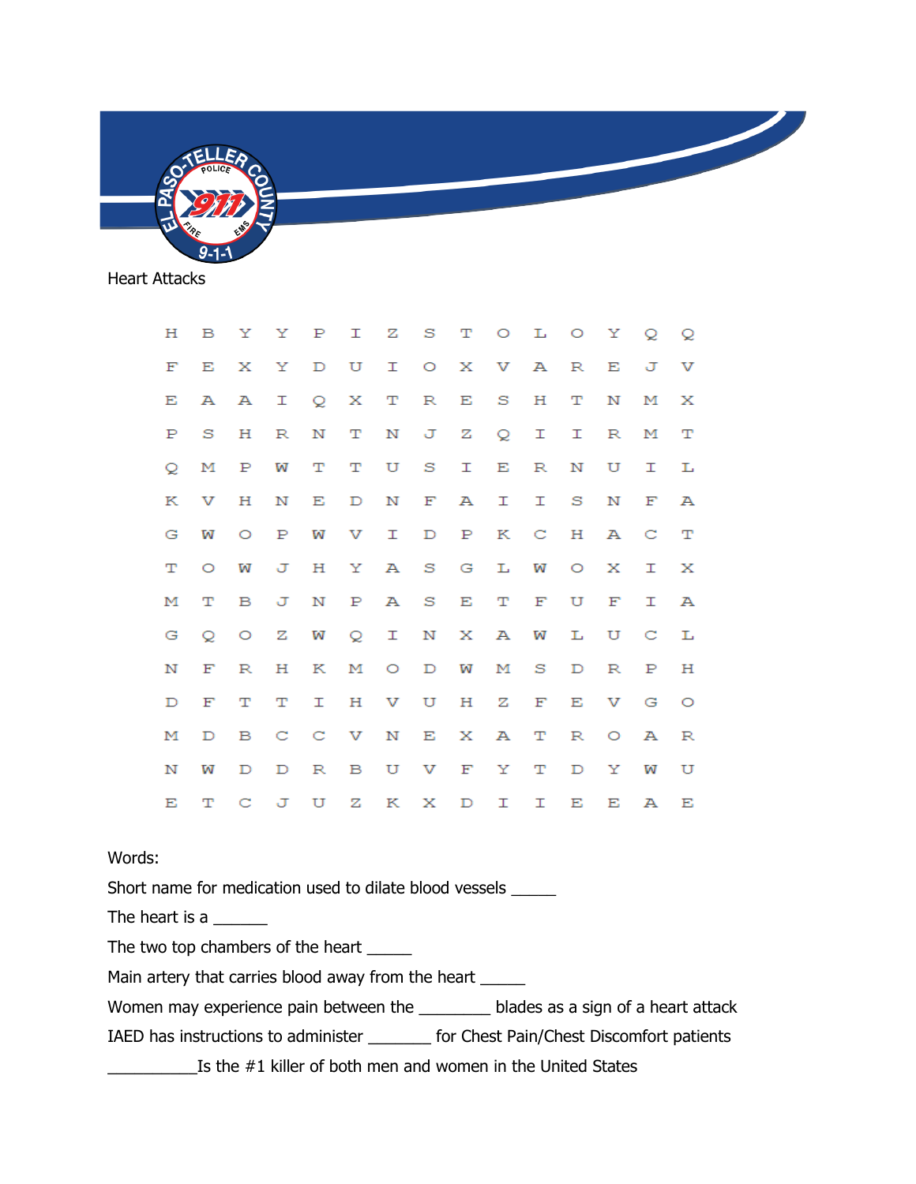Heart Attacks

| | | | | | | | | | | | | | | |
|---|---|---|---|---|---|---|---|---|---|---|---|---|---|---|
| H | B | Y | Y | P | I | Z | S | T | O | L | O | Y | Q | Q |
| F | E | X | Y | D | U | I | O | X | V | A | R | E | J | V |
| E | A | A | I | Q | X | T | R | E | S | H | T | N | M | X |
| P | S | H | R | N | T | N | J | Z | Q | I | I | R | M | T |
| Q | M | P | W | T | T | U | S | I | E | R | N | U | I | L |
| K | V | H | N | E | D | N | F | A | I | I | S | N | F | A |
| G | W | O | P | W | V | I | D | P | K | C | H | A | C | T |
| T | O | W | J | H | Y | A | S | G | L | W | O | X | I | X |
| M | T | B | J | N | P | A | S | E | T | F | U | F | I | A |
| G | Q | O | Z | W | Q | I | N | X | A | W | L | U | C | L |
| N | F | R | H | K | M | O | D | W | M | S | D | R | P | H |
| D | F | T | T | I | H | V | U | H | Z | F | E | V | G | O |
| M | D | B | C | C | V | N | E | X | A | T | R | O | A | R |
| N | W | D | D | R | B | U | V | F | Y | T | D | Y | W | U |
| E | T | C | J | U | Z | K | X | D | I | I | E | E | A | E |

Words:

Short name for medication used to dilate blood vessels _____

The heart is a _______

The two top chambers of the heart _____

Main artery that carries blood away from the heart _____

Women may experience pain between the _________ blades as a sign of a heart attack

IAED has instructions to administer ________ for Chest Pain/Chest Discomfort patients

___________Is the #1 killer of both men and women in the United States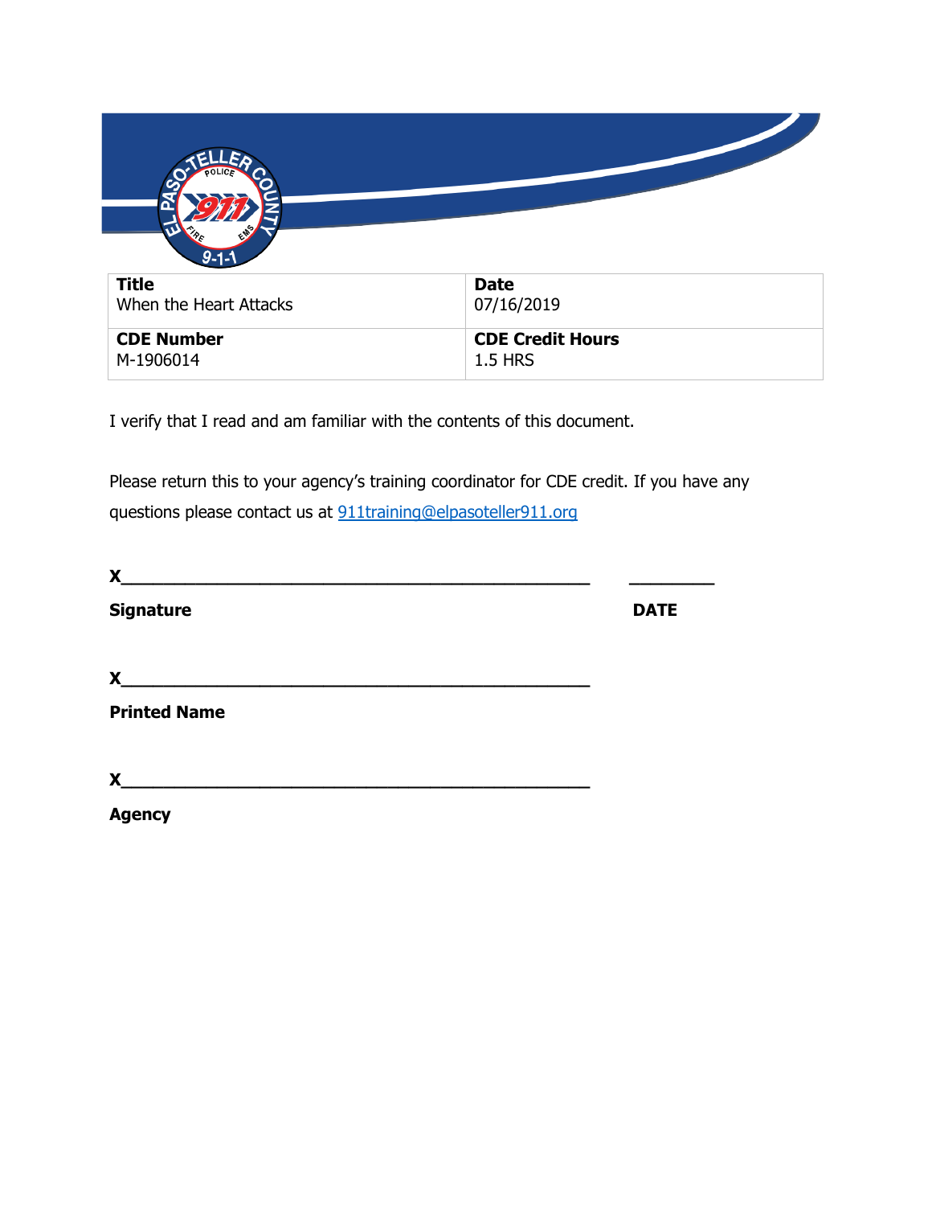| | |
|---|---|
| **Title**<br>When the Heart Attacks | **Date**<br>07/16/2019 |
| **CDE Number**<br>M-1906014 | **CDE Credit Hours**<br>1.5 HRS |

I verify that I read and am familiar with the contents of this document.

Please return this to your agency's training coordinator for CDE credit. If you have any questions please contact us at 911training@elpasoteller911.org

**X**_______________________________________________ ________

**Signature** **DATE**

**X**_______________________________________________

**Printed Name**

**X**_______________________________________________

**Agency**